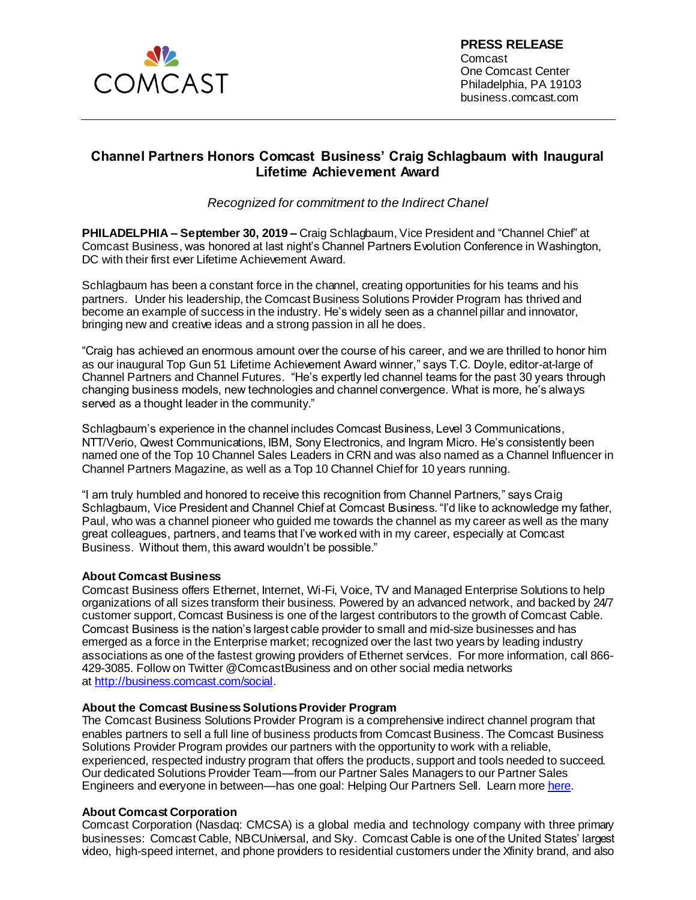COMCAST

**PRESS RELEASE**
Comcast
One Comcast Center
Philadelphia, PA 19103
business.comcast.com

# Channel Partners Honors Comcast Business' Craig Schlagbaum with Inaugural Lifetime Achievement Award

*Recognized for commitment to the Indirect Chanel*

**PHILADELPHIA – September 30, 2019 –** Craig Schlagbaum, Vice President and "Channel Chief" at Comcast Business, was honored at last night's Channel Partners Evolution Conference in Washington, DC with their first ever Lifetime Achievement Award.

Schlagbaum has been a constant force in the channel, creating opportunities for his teams and his partners. Under his leadership, the Comcast Business Solutions Provider Program has thrived and become an example of success in the industry. He's widely seen as a channel pillar and innovator, bringing new and creative ideas and a strong passion in all he does.

"Craig has achieved an enormous amount over the course of his career, and we are thrilled to honor him as our inaugural Top Gun 51 Lifetime Achievement Award winner," says T.C. Doyle, editor-at-large of Channel Partners and Channel Futures. "He's expertly led channel teams for the past 30 years through changing business models, new technologies and channel convergence. What is more, he's always served as a thought leader in the community."

Schlagbaum's experience in the channel includes Comcast Business, Level 3 Communications, NTT/Verio, Qwest Communications, IBM, Sony Electronics, and Ingram Micro. He's consistently been named one of the Top 10 Channel Sales Leaders in CRN and was also named as a Channel Influencer in Channel Partners Magazine, as well as a Top 10 Channel Chief for 10 years running.

"I am truly humbled and honored to receive this recognition from Channel Partners," says Craig Schlagbaum, Vice President and Channel Chief at Comcast Business. "I'd like to acknowledge my father, Paul, who was a channel pioneer who guided me towards the channel as my career as well as the many great colleagues, partners, and teams that I've worked with in my career, especially at Comcast Business. Without them, this award wouldn't be possible."

**About Comcast Business**
Comcast Business offers Ethernet, Internet, Wi-Fi, Voice, TV and Managed Enterprise Solutions to help organizations of all sizes transform their business. Powered by an advanced network, and backed by 24/7 customer support, Comcast Business is one of the largest contributors to the growth of Comcast Cable. Comcast Business is the nation's largest cable provider to small and mid-size businesses and has emerged as a force in the Enterprise market; recognized over the last two years by leading industry associations as one of the fastest growing providers of Ethernet services. For more information, call 866-429-3085. Follow on Twitter @ComcastBusiness and on other social media networks at http://business.comcast.com/social.

**About the Comcast Business Solutions Provider Program**
The Comcast Business Solutions Provider Program is a comprehensive indirect channel program that enables partners to sell a full line of business products from Comcast Business. The Comcast Business Solutions Provider Program provides our partners with the opportunity to work with a reliable, experienced, respected industry program that offers the products, support and tools needed to succeed. Our dedicated Solutions Provider Team—from our Partner Sales Managers to our Partner Sales Engineers and everyone in between—has one goal: Helping Our Partners Sell. Learn more here.

**About Comcast Corporation**
Comcast Corporation (Nasdaq: CMCSA) is a global media and technology company with three primary businesses: Comcast Cable, NBCUniversal, and Sky. Comcast Cable is one of the United States' largest video, high-speed internet, and phone providers to residential customers under the Xfinity brand, and also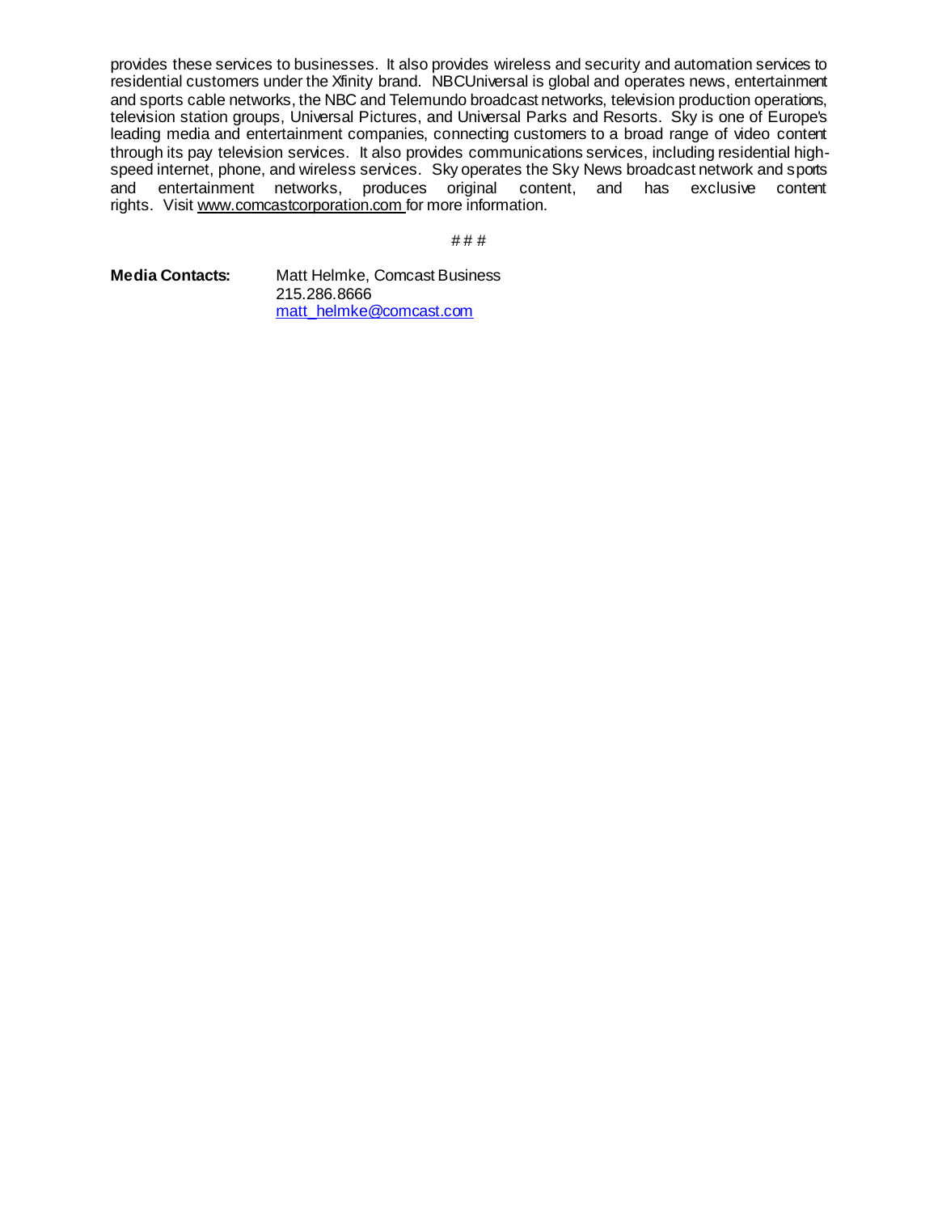provides these services to businesses. It also provides wireless and security and automation services to residential customers under the Xfinity brand. NBCUniversal is global and operates news, entertainment and sports cable networks, the NBC and Telemundo broadcast networks, television production operations, television station groups, Universal Pictures, and Universal Parks and Resorts. Sky is one of Europe's leading media and entertainment companies, connecting customers to a broad range of video content through its pay television services. It also provides communications services, including residential high-speed internet, phone, and wireless services. Sky operates the Sky News broadcast network and sports and entertainment networks, produces original content, and has exclusive content rights. Visit www.comcastcorporation.com for more information.

# # #

**Media Contacts:** Matt Helmke, Comcast Business
215.286.8666
matt_helmke@comcast.com